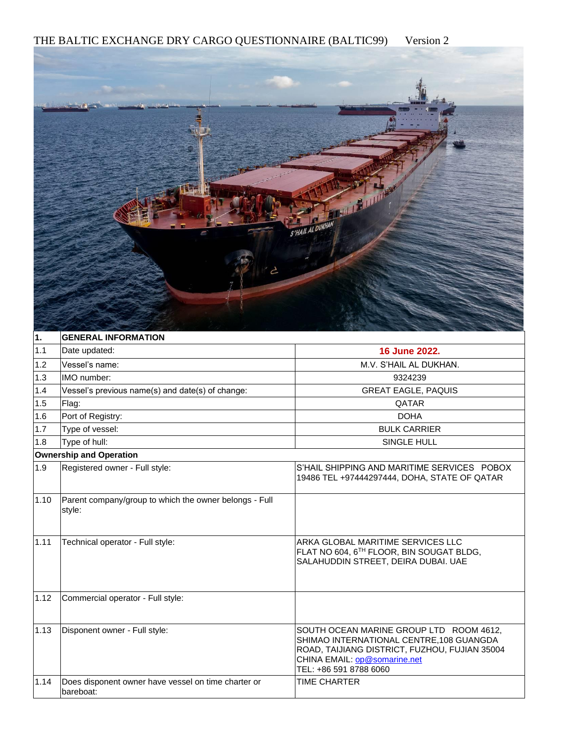# THE BALTIC EXCHANGE DRY CARGO QUESTIONNAIRE (BALTIC99) Version 2

| 1. | GENERAL INFORMATION | |
|---|---|---|
| 1.1 | Date updated: | **16 June 2022.** |
| 1.2 | Vessel's name: | M.V. S'HAIL AL DUKHAN. |
| 1.3 | IMO number: | 9324239 |
| 1.4 | Vessel's previous name(s) and date(s) of change: | GREAT EAGLE, PAQUIS |
| 1.5 | Flag: | QATAR |
| 1.6 | Port of Registry: | DOHA |
| 1.7 | Type of vessel: | BULK CARRIER |
| 1.8 | Type of hull: | SINGLE HULL |
| **Ownership and Operation** | | |
| 1.9 | Registered owner - Full style: | S'HAIL SHIPPING AND MARITIME SERVICES POBOX 19486 TEL +97444297444, DOHA, STATE OF QATAR |
| 1.10 | Parent company/group to which the owner belongs - Full style: | |
| 1.11 | Technical operator - Full style: | ARKA GLOBAL MARITIME SERVICES LLC FLAT NO 604, 6TH FLOOR, BIN SOUGAT BLDG, SALAHUDDIN STREET, DEIRA DUBAI. UAE |
| 1.12 | Commercial operator - Full style: | |
| 1.13 | Disponent owner - Full style: | SOUTH OCEAN MARINE GROUP LTD ROOM 4612, SHIMAO INTERNATIONAL CENTRE,108 GUANGDA ROAD, TAIJIANG DISTRICT, FUZHOU, FUJIAN 35004 CHINA EMAIL: op@somarine.net TEL: +86 591 8788 6060 |
| 1.14 | Does disponent owner have vessel on time charter or bareboat: | TIME CHARTER |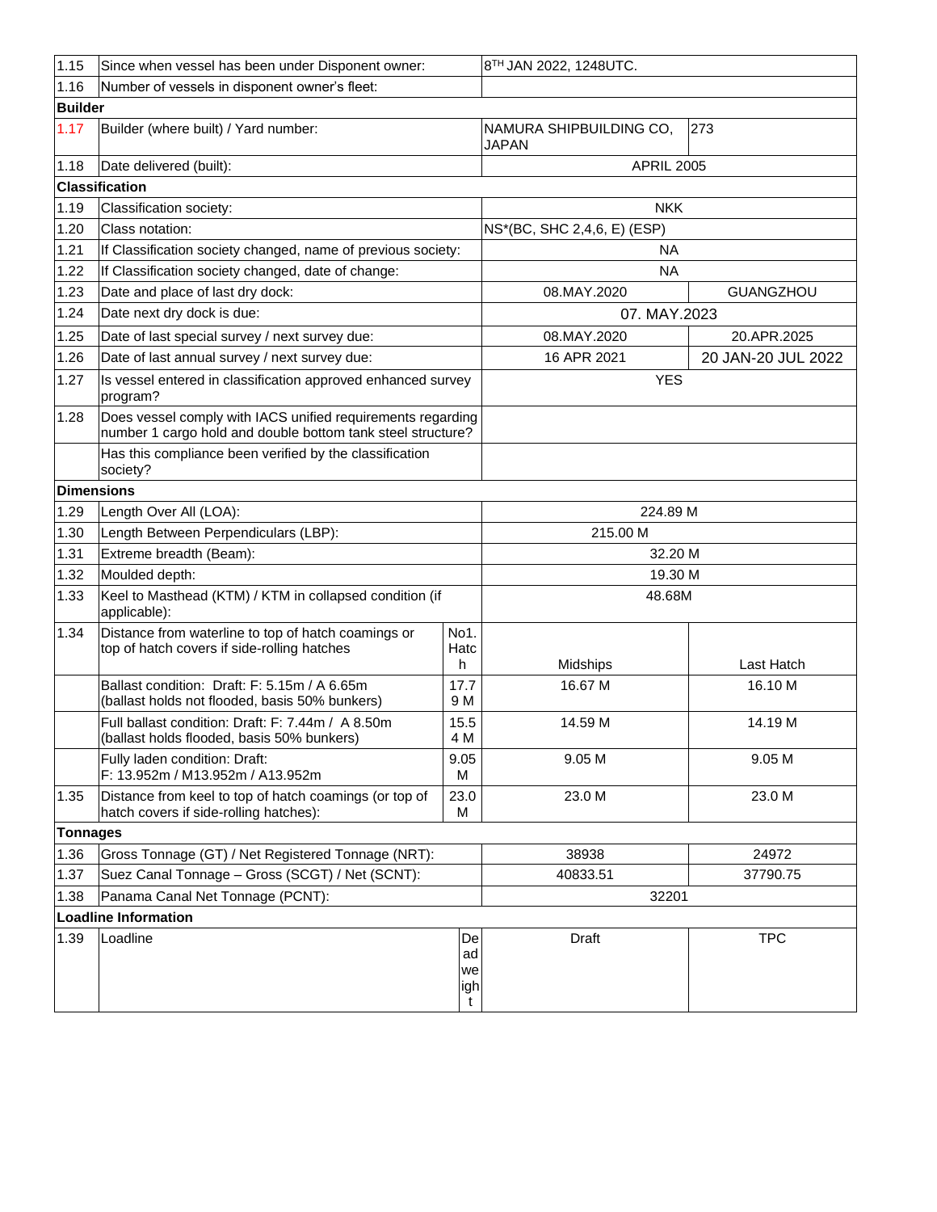| | | | | |
|---|---|---|---|---|
| 1.15 | Since when vessel has been under Disponent owner: | | 8TH JAN 2022, 1248UTC. | |
| 1.16 | Number of vessels in disponent owner's fleet: | | | |
| **Builder** | | | | |
| 1.17 | Builder (where built) / Yard number: | | NAMURA SHIPBUILDING CO, JAPAN | 273 |
| 1.18 | Date delivered (built): | | APRIL 2005 | |
| **Classification** | | | | |
| 1.19 | Classification society: | | NKK | |
| 1.20 | Class notation: | | NS*(BC, SHC 2,4,6, E) (ESP) | |
| 1.21 | If Classification society changed, name of previous society: | | NA | |
| 1.22 | If Classification society changed, date of change: | | NA | |
| 1.23 | Date and place of last dry dock: | | 08.MAY.2020 | GUANGZHOU |
| 1.24 | Date next dry dock is due: | | 07. MAY.2023 | |
| 1.25 | Date of last special survey / next survey due: | | 08.MAY.2020 | 20.APR.2025 |
| 1.26 | Date of last annual survey / next survey due: | | 16 APR 2021 | 20 JAN-20 JUL 2022 |
| 1.27 | Is vessel entered in classification approved enhanced survey program? | | YES | |
| 1.28 | Does vessel comply with IACS unified requirements regarding number 1 cargo hold and double bottom tank steel structure? | | | |
| | Has this compliance been verified by the classification society? | | | |
| **Dimensions** | | | | |
| 1.29 | Length Over All (LOA): | | 224.89 M | |
| 1.30 | Length Between Perpendiculars (LBP): | | 215.00 M | |
| 1.31 | Extreme breadth (Beam): | | 32.20 M | |
| 1.32 | Moulded depth: | | 19.30 M | |
| 1.33 | Keel to Masthead (KTM) / KTM in collapsed condition (if applicable): | | 48.68M | |
| 1.34 | Distance from waterline to top of hatch coamings or top of hatch covers if side-rolling hatches | No1. Hatch | Midships | Last Hatch |
| | Ballast condition: Draft: F: 5.15m / A 6.65m (ballast holds not flooded, basis 50% bunkers) | 17.79 M | 16.67 M | 16.10 M |
| | Full ballast condition: Draft: F: 7.44m / A 8.50m (ballast holds flooded, basis 50% bunkers) | 15.54 M | 14.59 M | 14.19 M |
| | Fully laden condition: Draft: F: 13.952m / M13.952m / A13.952m | 9.05 M | 9.05 M | 9.05 M |
| 1.35 | Distance from keel to top of hatch coamings (or top of hatch covers if side-rolling hatches): | 23.0 M | 23.0 M | 23.0 M |
| **Tonnages** | | | | |
| 1.36 | Gross Tonnage (GT) / Net Registered Tonnage (NRT): | | 38938 | 24972 |
| 1.37 | Suez Canal Tonnage – Gross (SCGT) / Net (SCNT): | | 40833.51 | 37790.75 |
| 1.38 | Panama Canal Net Tonnage (PCNT): | | 32201 | |
| **Loadline Information** | | | | |
| 1.39 | Loadline | Deadweight | Draft | TPC |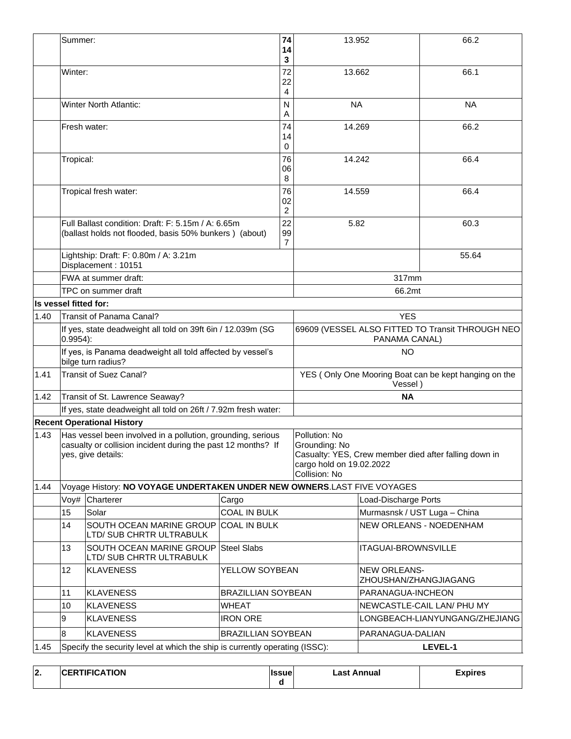| | | | | | |
|---|---|---|---|---|---|
| | Summer: | | **74143** | 13.952 | 66.2 |
| | Winter: | | 72224 | 13.662 | 66.1 |
| | Winter North Atlantic: | | NA | NA | NA |
| | Fresh water: | | 74140 | 14.269 | 66.2 |
| | Tropical: | | 76068 | 14.242 | 66.4 |
| | Tropical fresh water: | | 76022 | 14.559 | 66.4 |
| | Full Ballast condition: Draft: F: 5.15m / A: 6.65m (ballast holds not flooded, basis 50% bunkers ) (about) | | 22997 | 5.82 | 60.3 |
| | Lightship: Draft: F: 0.80m / A: 3.21m Displacement : 10151 | | | | 55.64 |
| | FWA at summer draft: | | | 317mm | |
| | TPC on summer draft | | | 66.2mt | |
| **Is vessel fitted for:** | | | | | |
| 1.40 | Transit of Panama Canal? | | | YES | |
| | If yes, state deadweight all told on 39ft 6in / 12.039m (SG 0.9954): | | | 69609 (VESSEL ALSO FITTED TO Transit THROUGH NEO PANAMA CANAL) | |
| | If yes, is Panama deadweight all told affected by vessel's bilge turn radius? | | | NO | |
| 1.41 | Transit of Suez Canal? | | | YES ( Only One Mooring Boat can be kept hanging on the Vessel ) | |
| 1.42 | Transit of St. Lawrence Seaway? | | | **NA** | |
| | If yes, state deadweight all told on 26ft / 7.92m fresh water: | | | | |
| **Recent Operational History** | | | | | |
| 1.43 | Has vessel been involved in a pollution, grounding, serious casualty or collision incident during the past 12 months? If yes, give details: | | | Pollution: No<br>Grounding: No<br>Casualty: YES, Crew member died after falling down in cargo hold on 19.02.2022<br>Collision: No | |

| | | | | |
|---|---|---|---|---|
| 1.44 | Voyage History: **NO VOYAGE UNDERTAKEN UNDER NEW OWNERS**.LAST FIVE VOYAGES | | | |
| | Voy# | Charterer | Cargo | Load-Discharge Ports |
| | 15 | Solar | COAL IN BULK | Murmasnsk / UST Luga – China |
| | 14 | SOUTH OCEAN MARINE GROUP LTD/ SUB CHRTR ULTRABULK | COAL IN BULK | NEW ORLEANS - NOEDENHAM |
| | 13 | SOUTH OCEAN MARINE GROUP LTD/ SUB CHRTR ULTRABULK | Steel Slabs | ITAGUAI-BROWNSVILLE |
| | 12 | KLAVENESS | YELLOW SOYBEAN | NEW ORLEANS-ZHOUSHAN/ZHANGJIAGANG |
| | 11 | KLAVENESS | BRAZILLIAN SOYBEAN | PARANAGUA-INCHEON |
| | 10 | KLAVENESS | WHEAT | NEWCASTLE-CAIL LAN/ PHU MY |
| | 9 | KLAVENESS | IRON ORE | LONGBEACH-LIANYUNGANG/ZHEJIANG |
| | 8 | KLAVENESS | BRAZILLIAN SOYBEAN | PARANAGUA-DALIAN |
| 1.45 | Specify the security level at which the ship is currently operating (ISSC): | | | **LEVEL-1** |

| **2.** | **CERTIFICATION** | **Issued** | **Last Annual** | **Expires** |
|---|---|---|---|---|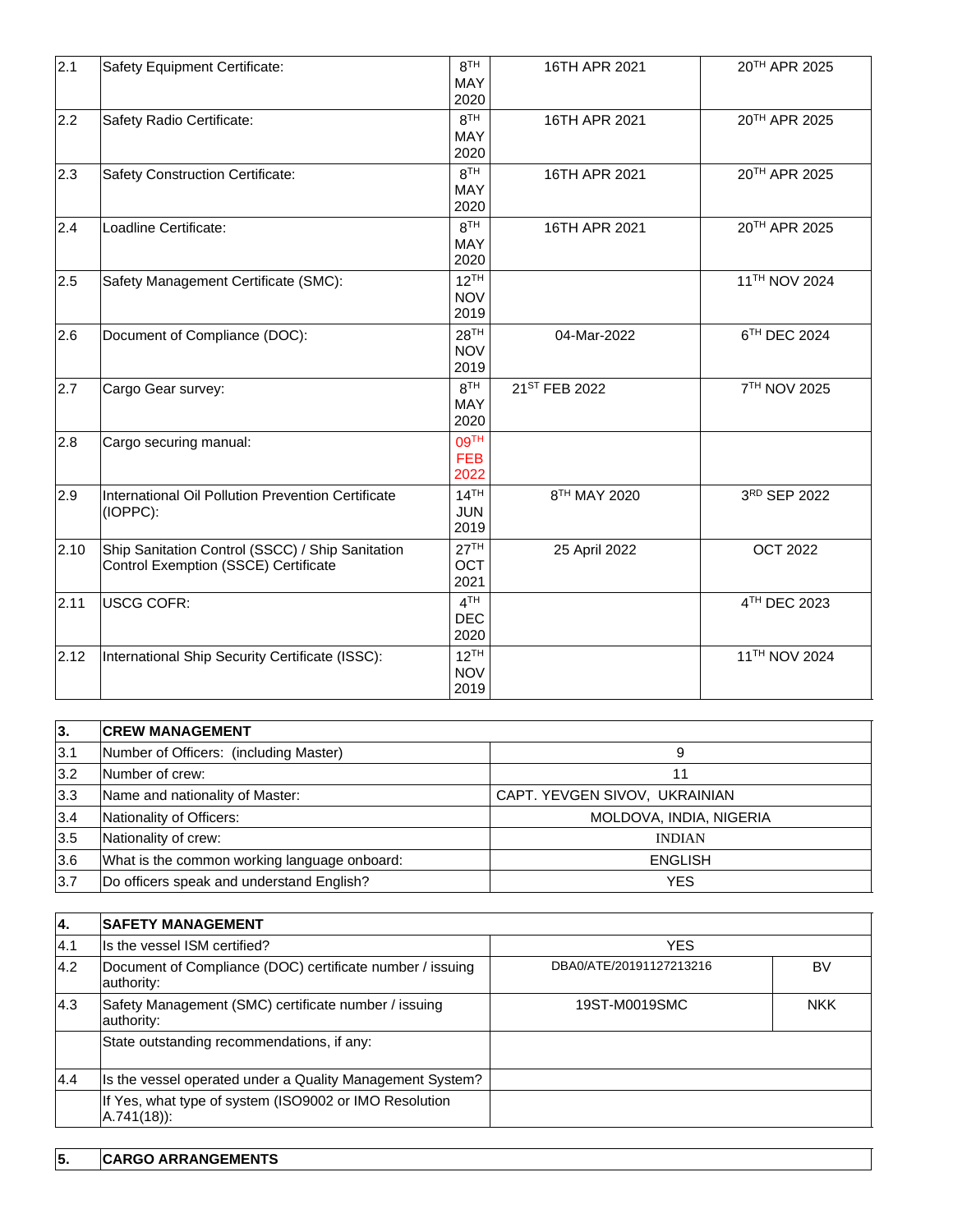| | | | | |
|---|---|---|---|---|
| 2.1 | Safety Equipment Certificate: | 8TH MAY 2020 | 16TH APR 2021 | 20TH APR 2025 |
| 2.2 | Safety Radio Certificate: | 8TH MAY 2020 | 16TH APR 2021 | 20TH APR 2025 |
| 2.3 | Safety Construction Certificate: | 8TH MAY 2020 | 16TH APR 2021 | 20TH APR 2025 |
| 2.4 | Loadline Certificate: | 8TH MAY 2020 | 16TH APR 2021 | 20TH APR 2025 |
| 2.5 | Safety Management Certificate (SMC): | 12TH NOV 2019 | | 11TH NOV 2024 |
| 2.6 | Document of Compliance (DOC): | 28TH NOV 2019 | 04-Mar-2022 | 6TH DEC 2024 |
| 2.7 | Cargo Gear survey: | 8TH MAY 2020 | 21ST FEB 2022 | 7TH NOV 2025 |
| 2.8 | Cargo securing manual: | 09TH FEB 2022 | | |
| 2.9 | International Oil Pollution Prevention Certificate (IOPPC): | 14TH JUN 2019 | 8TH MAY 2020 | 3RD SEP 2022 |
| 2.10 | Ship Sanitation Control (SSCC) / Ship Sanitation Control Exemption (SSCE) Certificate | 27TH OCT 2021 | 25 April 2022 | OCT 2022 |
| 2.11 | USCG COFR: | 4TH DEC 2020 | | 4TH DEC 2023 |
| 2.12 | International Ship Security Certificate (ISSC): | 12TH NOV 2019 | | 11TH NOV 2024 |

| **3.** | **CREW MANAGEMENT** | |
|---|---|---|
| 3.1 | Number of Officers: (including Master) | 9 |
| 3.2 | Number of crew: | 11 |
| 3.3 | Name and nationality of Master: | CAPT. YEVGEN SIVOV, UKRAINIAN |
| 3.4 | Nationality of Officers: | MOLDOVA, INDIA, NIGERIA |
| 3.5 | Nationality of crew: | INDIAN |
| 3.6 | What is the common working language onboard: | ENGLISH |
| 3.7 | Do officers speak and understand English? | YES |

| **4.** | **SAFETY MANAGEMENT** | | |
|---|---|---|---|
| 4.1 | Is the vessel ISM certified? | YES | |
| 4.2 | Document of Compliance (DOC) certificate number / issuing authority: | DBA0/ATE/20191127213216 | BV |
| 4.3 | Safety Management (SMC) certificate number / issuing authority: | 19ST-M0019SMC | NKK |
| | State outstanding recommendations, if any: | | |
| 4.4 | Is the vessel operated under a Quality Management System? | | |
| | If Yes, what type of system (ISO9002 or IMO Resolution A.741(18)): | | |

| **5.** | **CARGO ARRANGEMENTS** |
|---|---|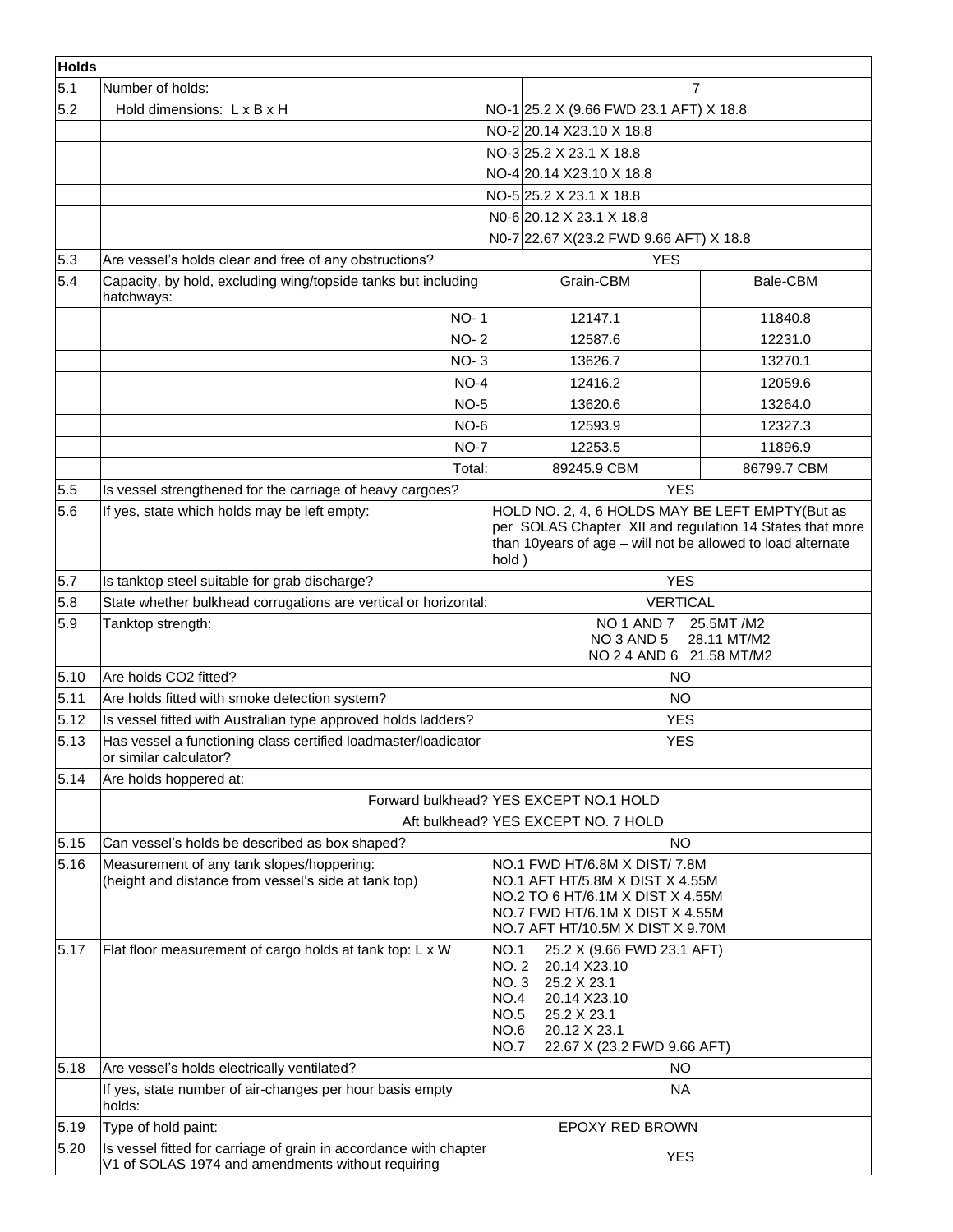| Holds | | | |
|---|---|---|---|
| 5.1 | Number of holds: | 7 | |
| 5.2 | Hold dimensions: L x B x H | NO-1 25.2 X (9.66 FWD 23.1 AFT) X 18.8 | |
| | | NO-2 20.14 X23.10 X 18.8 | |
| | | NO-3 25.2 X 23.1 X 18.8 | |
| | | NO-4 20.14 X23.10 X 18.8 | |
| | | NO-5 25.2 X 23.1 X 18.8 | |
| | | N0-6 20.12 X 23.1 X 18.8 | |
| | | N0-7 22.67 X(23.2 FWD 9.66 AFT) X 18.8 | |
| 5.3 | Are vessel's holds clear and free of any obstructions? | YES | |
| 5.4 | Capacity, by hold, excluding wing/topside tanks but including hatchways: | Grain-CBM | Bale-CBM |
| | NO- 1 | 12147.1 | 11840.8 |
| | NO- 2 | 12587.6 | 12231.0 |
| | NO- 3 | 13626.7 | 13270.1 |
| | NO-4 | 12416.2 | 12059.6 |
| | NO-5 | 13620.6 | 13264.0 |
| | NO-6 | 12593.9 | 12327.3 |
| | NO-7 | 12253.5 | 11896.9 |
| | Total: | 89245.9 CBM | 86799.7 CBM |
| 5.5 | Is vessel strengthened for the carriage of heavy cargoes? | YES | |
| 5.6 | If yes, state which holds may be left empty: | HOLD NO. 2, 4, 6 HOLDS MAY BE LEFT EMPTY(But as per SOLAS Chapter XII and regulation 14 States that more than 10years of age – will not be allowed to load alternate hold ) | |
| 5.7 | Is tanktop steel suitable for grab discharge? | YES | |
| 5.8 | State whether bulkhead corrugations are vertical or horizontal: | VERTICAL | |
| 5.9 | Tanktop strength: | NO 1 AND 7 25.5MT /M2<br>NO 3 AND 5 28.11 MT/M2<br>NO 2 4 AND 6 21.58 MT/M2 | |
| 5.10 | Are holds CO2 fitted? | NO | |
| 5.11 | Are holds fitted with smoke detection system? | NO | |
| 5.12 | Is vessel fitted with Australian type approved holds ladders? | YES | |
| 5.13 | Has vessel a functioning class certified loadmaster/loadicator or similar calculator? | YES | |
| 5.14 | Are holds hoppered at: | | |
| | Forward bulkhead? | YES EXCEPT NO.1 HOLD | |
| | Aft bulkhead? | YES EXCEPT NO. 7 HOLD | |
| 5.15 | Can vessel's holds be described as box shaped? | NO | |
| 5.16 | Measurement of any tank slopes/hoppering:<br>(height and distance from vessel's side at tank top) | NO.1 FWD HT/6.8M X DIST/ 7.8M<br>NO.1 AFT HT/5.8M X DIST X 4.55M<br>NO.2 TO 6 HT/6.1M X DIST X 4.55M<br>NO.7 FWD HT/6.1M X DIST X 4.55M<br>NO.7 AFT HT/10.5M X DIST X 9.70M | |
| 5.17 | Flat floor measurement of cargo holds at tank top: L x W | NO.1 25.2 X (9.66 FWD 23.1 AFT)<br>NO. 2 20.14 X23.10<br>NO. 3 25.2 X 23.1<br>NO.4 20.14 X23.10<br>NO.5 25.2 X 23.1<br>NO.6 20.12 X 23.1<br>NO.7 22.67 X (23.2 FWD 9.66 AFT) | |
| 5.18 | Are vessel's holds electrically ventilated? | NO | |
| | If yes, state number of air-changes per hour basis empty holds: | NA | |
| 5.19 | Type of hold paint: | EPOXY RED BROWN | |
| 5.20 | Is vessel fitted for carriage of grain in accordance with chapter V1 of SOLAS 1974 and amendments without requiring | YES | |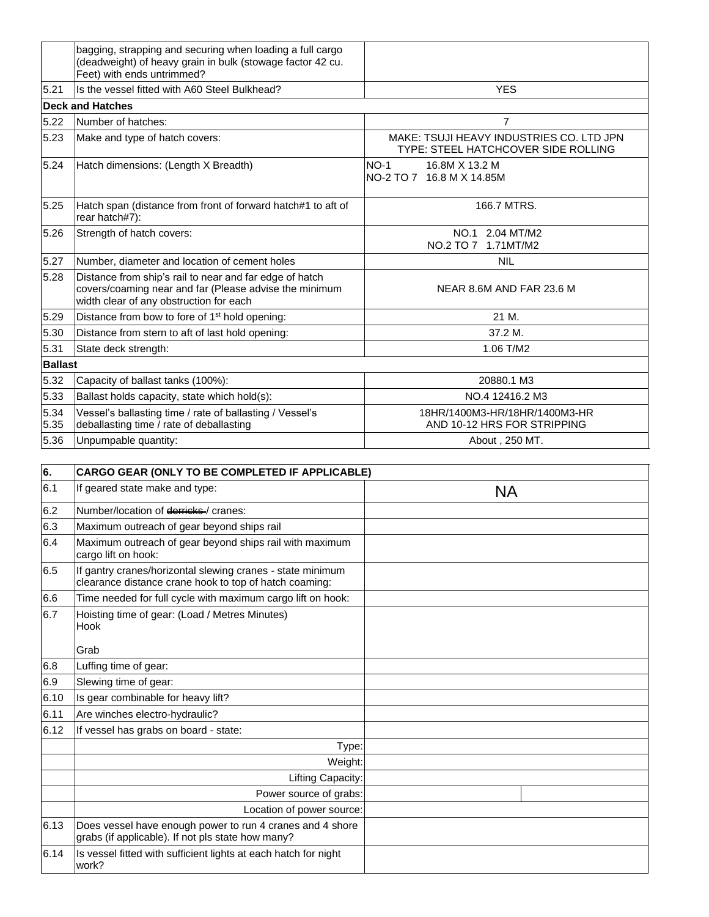| | | |
|---|---|---|
| | bagging, strapping and securing when loading a full cargo (deadweight) of heavy grain in bulk (stowage factor 42 cu. Feet) with ends untrimmed? | |
| 5.21 | Is the vessel fitted with A60 Steel Bulkhead? | YES |
| **Deck and Hatches** | | |
| 5.22 | Number of hatches: | 7 |
| 5.23 | Make and type of hatch covers: | MAKE: TSUJI HEAVY INDUSTRIES CO. LTD JPN<br>TYPE: STEEL HATCHCOVER SIDE ROLLING |
| 5.24 | Hatch dimensions: (Length X Breadth) | NO-1 16.8M X 13.2 M<br>NO-2 TO 7 16.8 M X 14.85M |
| 5.25 | Hatch span (distance from front of forward hatch#1 to aft of rear hatch#7): | 166.7 MTRS. |
| 5.26 | Strength of hatch covers: | NO.1 2.04 MT/M2<br>NO.2 TO 7 1.71MT/M2 |
| 5.27 | Number, diameter and location of cement holes | NIL |
| 5.28 | Distance from ship's rail to near and far edge of hatch covers/coaming near and far (Please advise the minimum width clear of any obstruction for each | NEAR 8.6M AND FAR 23.6 M |
| 5.29 | Distance from bow to fore of 1st hold opening: | 21 M. |
| 5.30 | Distance from stern to aft of last hold opening: | 37.2 M. |
| 5.31 | State deck strength: | 1.06 T/M2 |
| **Ballast** | | |
| 5.32 | Capacity of ballast tanks (100%): | 20880.1 M3 |
| 5.33 | Ballast holds capacity, state which hold(s): | NO.4 12416.2 M3 |
| 5.34<br>5.35 | Vessel's ballasting time / rate of ballasting / Vessel's deballasting time / rate of deballasting | 18HR/1400M3-HR/18HR/1400M3-HR<br>AND 10-12 HRS FOR STRIPPING |
| 5.36 | Unpumpable quantity: | About , 250 MT. |

| **6.** | **CARGO GEAR (ONLY TO BE COMPLETED IF APPLICABLE)** | | |
|---|---|---|---|
| 6.1 | If geared state make and type: | NA | |
| 6.2 | Number/location of ~~derricks~~ / cranes: | | |
| 6.3 | Maximum outreach of gear beyond ships rail | | |
| 6.4 | Maximum outreach of gear beyond ships rail with maximum cargo lift on hook: | | |
| 6.5 | If gantry cranes/horizontal slewing cranes - state minimum clearance distance crane hook to top of hatch coaming: | | |
| 6.6 | Time needed for full cycle with maximum cargo lift on hook: | | |
| 6.7 | Hoisting time of gear: (Load / Metres Minutes)<br>Hook<br><br>Grab | | |
| 6.8 | Luffing time of gear: | | |
| 6.9 | Slewing time of gear: | | |
| 6.10 | Is gear combinable for heavy lift? | | |
| 6.11 | Are winches electro-hydraulic? | | |
| 6.12 | If vessel has grabs on board - state: | | |
| | Type: | | |
| | Weight: | | |
| | Lifting Capacity: | | |
| | Power source of grabs: | | |
| | Location of power source: | | |
| 6.13 | Does vessel have enough power to run 4 cranes and 4 shore grabs (if applicable). If not pls state how many? | | |
| 6.14 | Is vessel fitted with sufficient lights at each hatch for night work? | | |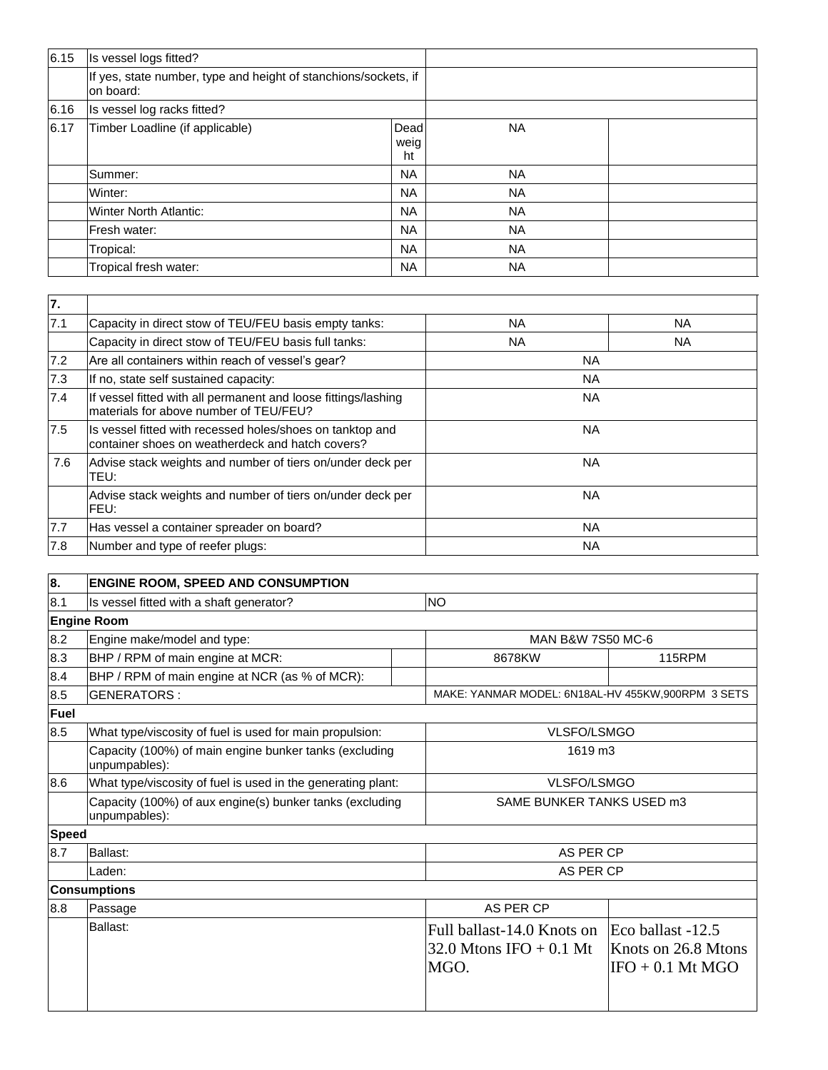| | | | | |
|---|---|---|---|---|
| 6.15 | Is vessel logs fitted? | | | |
| | If yes, state number, type and height of stanchions/sockets, if on board: | | | |
| 6.16 | Is vessel log racks fitted? | | | |
| 6.17 | Timber Loadline (if applicable) | Dead weight | NA | |
| | Summer: | NA | NA | |
| | Winter: | NA | NA | |
| | Winter North Atlantic: | NA | NA | |
| | Fresh water: | NA | NA | |
| | Tropical: | NA | NA | |
| | Tropical fresh water: | NA | NA | |

| 7. | | | |
|---|---|---|---|
| 7.1 | Capacity in direct stow of TEU/FEU basis empty tanks: | NA | NA |
| | Capacity in direct stow of TEU/FEU basis full tanks: | NA | NA |
| 7.2 | Are all containers within reach of vessel's gear? | NA | |
| 7.3 | If no, state self sustained capacity: | NA | |
| 7.4 | If vessel fitted with all permanent and loose fittings/lashing materials for above number of TEU/FEU? | NA | |
| 7.5 | Is vessel fitted with recessed holes/shoes on tanktop and container shoes on weatherdeck and hatch covers? | NA | |
| 7.6 | Advise stack weights and number of tiers on/under deck per TEU: | NA | |
| | Advise stack weights and number of tiers on/under deck per FEU: | NA | |
| 7.7 | Has vessel a container spreader on board? | NA | |
| 7.8 | Number and type of reefer plugs: | NA | |

| 8. | ENGINE ROOM, SPEED AND CONSUMPTION | | |
|---|---|---|---|
| 8.1 | Is vessel fitted with a shaft generator? | NO | |
| **Engine Room** | | | |
| 8.2 | Engine make/model and type: | MAN B&W 7S50 MC-6 | |
| 8.3 | BHP / RPM of main engine at MCR: | 8678KW | 115RPM |
| 8.4 | BHP / RPM of main engine at NCR (as % of MCR): | | |
| 8.5 | GENERATORS : | MAKE: YANMAR MODEL: 6N18AL-HV 455KW,900RPM 3 SETS | |
| **Fuel** | | | |
| 8.5 | What type/viscosity of fuel is used for main propulsion: | VLSFO/LSMGO | |
| | Capacity (100%) of main engine bunker tanks (excluding unpumpables): | 1619 m3 | |
| 8.6 | What type/viscosity of fuel is used in the generating plant: | VLSFO/LSMGO | |
| | Capacity (100%) of aux engine(s) bunker tanks (excluding unpumpables): | SAME BUNKER TANKS USED m3 | |
| **Speed** | | | |
| 8.7 | Ballast: | AS PER CP | |
| | Laden: | AS PER CP | |
| **Consumptions** | | | |
| 8.8 | Passage | AS PER CP | |
| | Ballast: | Full ballast-14.0 Knots on 32.0 Mtons IFO + 0.1 Mt MGO. | Eco ballast -12.5 Knots on 26.8 Mtons IFO + 0.1 Mt MGO |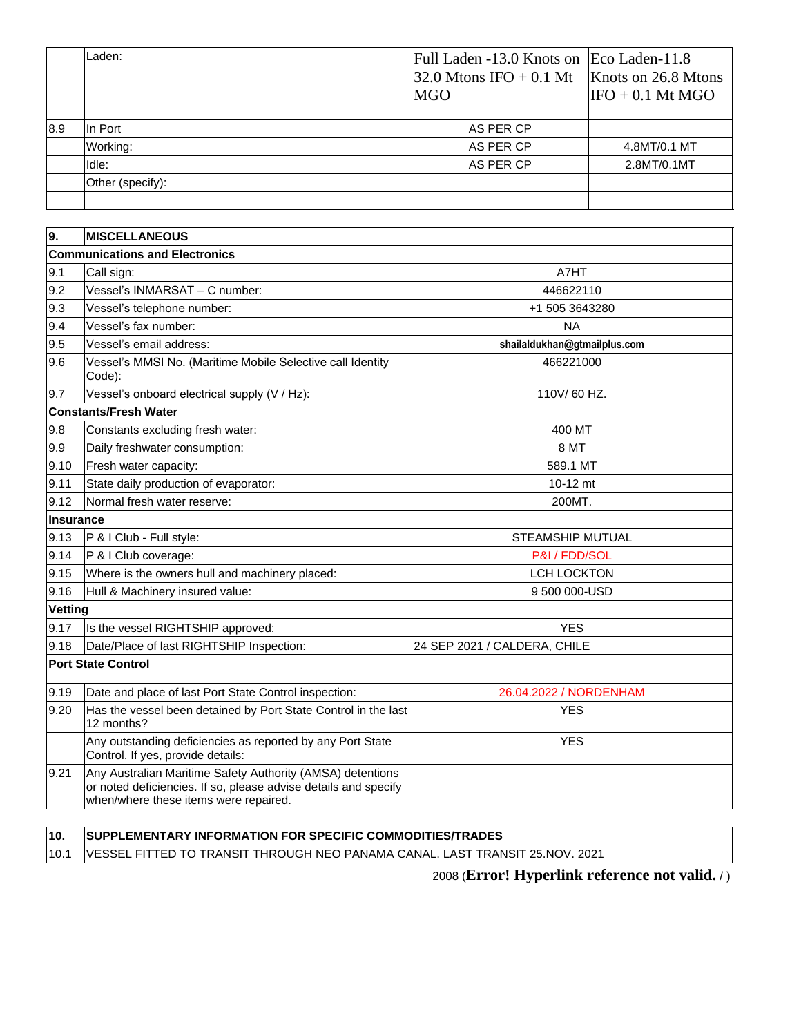| | | | |
|---|---|---|---|
| | Laden: | Full Laden -13.0 Knots on 32.0 Mtons IFO + 0.1 Mt MGO | Eco Laden-11.8 Knots on 26.8 Mtons IFO + 0.1 Mt MGO |
| 8.9 | In Port | AS PER CP | |
| | Working: | AS PER CP | 4.8MT/0.1 MT |
| | Idle: | AS PER CP | 2.8MT/0.1MT |
| | Other (specify): | | |
| | | | |

| | | |
|---|---|---|
| **9.** | **MISCELLANEOUS** | |
| **Communications and Electronics** | | |
| 9.1 | Call sign: | A7HT |
| 9.2 | Vessel's INMARSAT – C number: | 446622110 |
| 9.3 | Vessel's telephone number: | +1 505 3643280 |
| 9.4 | Vessel's fax number: | NA |
| 9.5 | Vessel's email address: | **shailaldukhan@gtmailplus.com** |
| 9.6 | Vessel's MMSI No. (Maritime Mobile Selective call Identity Code): | 466221000 |
| 9.7 | Vessel's onboard electrical supply (V / Hz): | 110V/ 60 HZ. |
| **Constants/Fresh Water** | | |
| 9.8 | Constants excluding fresh water: | 400 MT |
| 9.9 | Daily freshwater consumption: | 8 MT |
| 9.10 | Fresh water capacity: | 589.1 MT |
| 9.11 | State daily production of evaporator: | 10-12 mt |
| 9.12 | Normal fresh water reserve: | 200MT. |
| **Insurance** | | |
| 9.13 | P & I Club - Full style: | STEAMSHIP MUTUAL |
| 9.14 | P & I Club coverage: | P&I / FDD/SOL |
| 9.15 | Where is the owners hull and machinery placed: | LCH LOCKTON |
| 9.16 | Hull & Machinery insured value: | 9 500 000-USD |
| **Vetting** | | |
| 9.17 | Is the vessel RIGHTSHIP approved: | YES |
| 9.18 | Date/Place of last RIGHTSHIP Inspection: | 24 SEP 2021 / CALDERA, CHILE |
| **Port State Control** | | |
| 9.19 | Date and place of last Port State Control inspection: | 26.04.2022 / NORDENHAM |
| 9.20 | Has the vessel been detained by Port State Control in the last 12 months? | YES |
| | Any outstanding deficiencies as reported by any Port State Control. If yes, provide details: | YES |
| 9.21 | Any Australian Maritime Safety Authority (AMSA) detentions or noted deficiencies. If so, please advise details and specify when/where these items were repaired. | |

| | |
|---|---|
| **10.** | **SUPPLEMENTARY INFORMATION FOR SPECIFIC COMMODITIES/TRADES** |
| 10.1 | VESSEL FITTED TO TRANSIT THROUGH NEO PANAMA CANAL. LAST TRANSIT 25.NOV. 2021 |

2008 (**Error! Hyperlink reference not valid.** / )